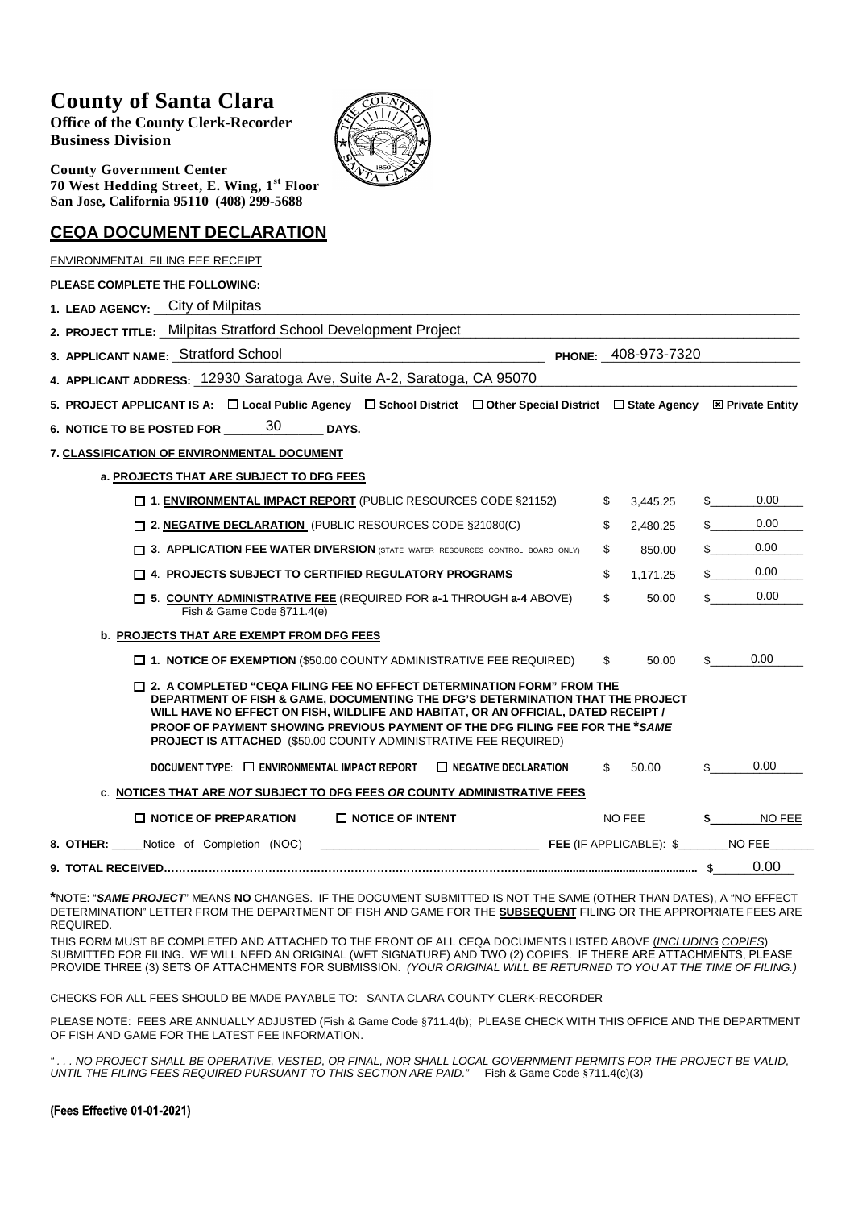# County of Santa Clara

**Office of the County Clerk-Recorder**
**Business Division**

**County Government Center**
**70 West Hedding Street, E. Wing, 1st Floor**
**San Jose, California 95110 (408) 299-5688**

## CEQA DOCUMENT DECLARATION

ENVIRONMENTAL FILING FEE RECEIPT

**PLEASE COMPLETE THE FOLLOWING:**

**1. LEAD AGENCY:** City of Milpitas

**2. PROJECT TITLE:** Milpitas Stratford School Development Project

**3. APPLICANT NAME:** Stratford School **PHONE:** 408-973-7320

**4. APPLICANT ADDRESS:** 12930 Saratoga Ave, Suite A-2, Saratoga, CA 95070

**5. PROJECT APPLICANT IS A:** ☐ **Local Public Agency** ☐ **School District** ☐ **Other Special District** ☐ **State Agency** ☒ **Private Entity**

**6. NOTICE TO BE POSTED FOR** 30 **DAYS.**

**7. CLASSIFICATION OF ENVIRONMENTAL DOCUMENT**

**a. PROJECTS THAT ARE SUBJECT TO DFG FEES**

| | | |
|---|---|---|
| ☐ **1. ENVIRONMENTAL IMPACT REPORT** (PUBLIC RESOURCES CODE §21152) | $ 3,445.25 | $ 0.00 |
| ☐ **2. NEGATIVE DECLARATION** (PUBLIC RESOURCES CODE §21080(C) | $ 2,480.25 | $ 0.00 |
| ☐ **3. APPLICATION FEE WATER DIVERSION** (STATE WATER RESOURCES CONTROL BOARD ONLY) | $ 850.00 | $ 0.00 |
| ☐ **4. PROJECTS SUBJECT TO CERTIFIED REGULATORY PROGRAMS** | $ 1,171.25 | $ 0.00 |
| ☐ **5. COUNTY ADMINISTRATIVE FEE** (REQUIRED FOR **a-1** THROUGH **a-4** ABOVE) Fish & Game Code §711.4(e) | $ 50.00 | $ 0.00 |

**b. PROJECTS THAT ARE EXEMPT FROM DFG FEES**

| | | |
|---|---|---|
| ☐ **1. NOTICE OF EXEMPTION** ($50.00 COUNTY ADMINISTRATIVE FEE REQUIRED) | $ 50.00 | $ 0.00 |
| ☐ **2. A COMPLETED "CEQA FILING FEE NO EFFECT DETERMINATION FORM" FROM THE DEPARTMENT OF FISH & GAME, DOCUMENTING THE DFG'S DETERMINATION THAT THE PROJECT WILL HAVE NO EFFECT ON FISH, WILDLIFE AND HABITAT, OR AN OFFICIAL, DATED RECEIPT / PROOF OF PAYMENT SHOWING PREVIOUS PAYMENT OF THE DFG FILING FEE FOR THE *SAME PROJECT IS ATTACHED** ($50.00 COUNTY ADMINISTRATIVE FEE REQUIRED) | | |
| **DOCUMENT TYPE:** ☐ **ENVIRONMENTAL IMPACT REPORT** ☐ **NEGATIVE DECLARATION** | $ 50.00 | $ 0.00 |

**c. NOTICES THAT ARE *NOT* SUBJECT TO DFG FEES *OR* COUNTY ADMINISTRATIVE FEES**

| | | |
|---|---|---|
| ☐ **NOTICE OF PREPARATION** ☐ **NOTICE OF INTENT** | NO FEE | **$** NO FEE |

**8. OTHER:** Notice of Completion (NOC) **FEE** (IF APPLICABLE): $ NO FEE

**9. TOTAL RECEIVED**........................................ $ 0.00

**\***NOTE: "***SAME PROJECT***" MEANS **NO** CHANGES. IF THE DOCUMENT SUBMITTED IS NOT THE SAME (OTHER THAN DATES), A "NO EFFECT DETERMINATION" LETTER FROM THE DEPARTMENT OF FISH AND GAME FOR THE **SUBSEQUENT** FILING OR THE APPROPRIATE FEES ARE REQUIRED.

THIS FORM MUST BE COMPLETED AND ATTACHED TO THE FRONT OF ALL CEQA DOCUMENTS LISTED ABOVE (*INCLUDING COPIES*) SUBMITTED FOR FILING. WE WILL NEED AN ORIGINAL (WET SIGNATURE) AND TWO (2) COPIES. IF THERE ARE ATTACHMENTS, PLEASE PROVIDE THREE (3) SETS OF ATTACHMENTS FOR SUBMISSION. *(YOUR ORIGINAL WILL BE RETURNED TO YOU AT THE TIME OF FILING.)*

CHECKS FOR ALL FEES SHOULD BE MADE PAYABLE TO: SANTA CLARA COUNTY CLERK-RECORDER

PLEASE NOTE: FEES ARE ANNUALLY ADJUSTED (Fish & Game Code §711.4(b); PLEASE CHECK WITH THIS OFFICE AND THE DEPARTMENT OF FISH AND GAME FOR THE LATEST FEE INFORMATION.

*". . . NO PROJECT SHALL BE OPERATIVE, VESTED, OR FINAL, NOR SHALL LOCAL GOVERNMENT PERMITS FOR THE PROJECT BE VALID, UNTIL THE FILING FEES REQUIRED PURSUANT TO THIS SECTION ARE PAID."* Fish & Game Code §711.4(c)(3)

**(Fees Effective 01-01-2021)**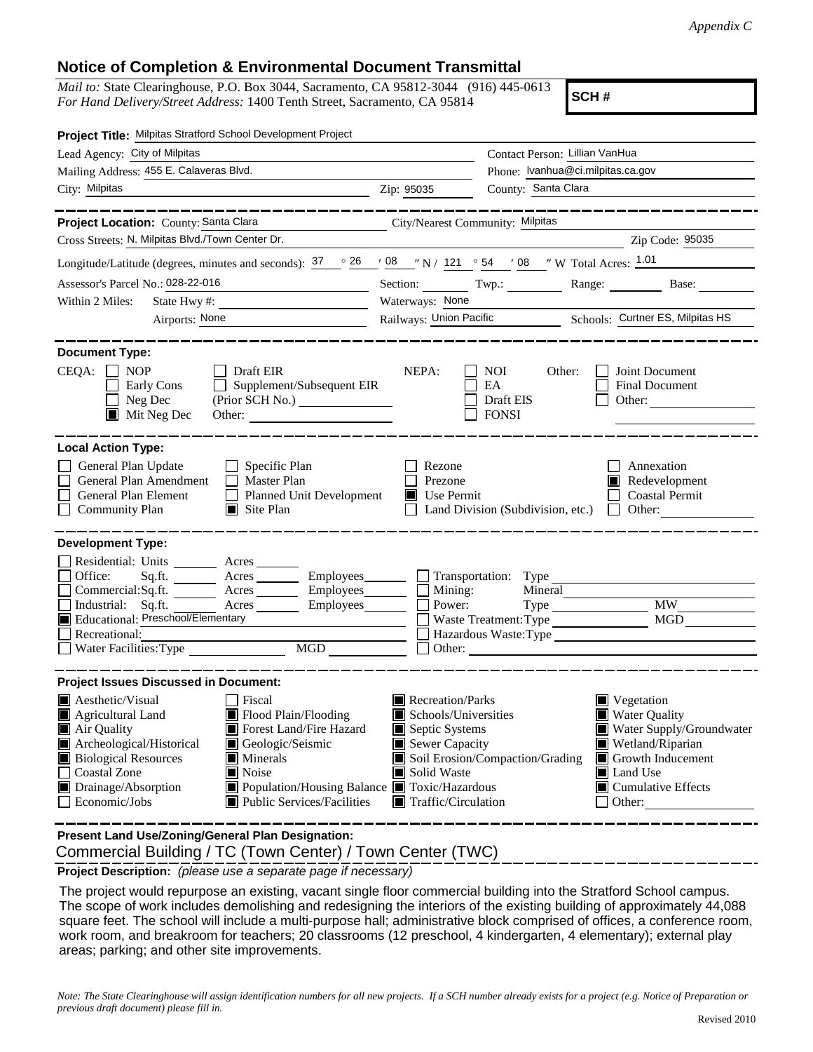*Appendix C*

## Notice of Completion & Environmental Document Transmittal

*Mail to:* State Clearinghouse, P.O. Box 3044, Sacramento, CA 95812-3044 (916) 445-0613
*For Hand Delivery/Street Address:* 1400 Tenth Street, Sacramento, CA 95814

**SCH #**

**Project Title:** Milpitas Stratford School Development Project

Lead Agency: City of Milpitas
Contact Person: Lillian VanHua
Mailing Address: 455 E. Calaveras Blvd.
Phone: lvanhua@ci.milpitas.ca.gov
City: Milpitas
Zip: 95035
County: Santa Clara

**Project Location:** County: Santa Clara
City/Nearest Community: Milpitas
Cross Streets: N. Milpitas Blvd./Town Center Dr.
Zip Code: 95035
Longitude/Latitude (degrees, minutes and seconds): 37 ° 26 ′ 08 ″ N / 121 ° 54 ′ 08 ″ W Total Acres: 1.01
Assessor's Parcel No.: 028-22-016
Section: ______ Twp.: ______ Range: ______ Base: ______
Within 2 Miles: State Hwy #: ______
Waterways: None
Airports: None
Railways: Union Pacific
Schools: Curtner ES, Milpitas HS

**Document Type:**

CEQA: ☐ NOP ☐ Early Cons ☐ Neg Dec ☒ Mit Neg Dec ☐ Draft EIR ☐ Supplement/Subsequent EIR (Prior SCH No.) ______ Other: ______

NEPA: ☐ NOI ☐ EA ☐ Draft EIS ☐ FONSI

Other: ☐ Joint Document ☐ Final Document ☐ Other: ______

**Local Action Type:**

☐ General Plan Update
☐ General Plan Amendment
☐ General Plan Element
☐ Community Plan
☐ Specific Plan
☐ Master Plan
☐ Planned Unit Development
☒ Site Plan
☐ Rezone
☐ Prezone
☒ Use Permit
☐ Land Division (Subdivision, etc.)
☐ Annexation
☒ Redevelopment
☐ Coastal Permit
☐ Other: ______

**Development Type:**

☐ Residential: Units ______ Acres ______
☐ Office: Sq.ft. ______ Acres ______ Employees ______
☐ Commercial: Sq.ft. ______ Acres ______ Employees ______
☐ Industrial: Sq.ft. ______ Acres ______ Employees ______
☒ Educational: Preschool/Elementary
☐ Recreational: ______
☐ Water Facilities: Type ______ MGD ______
☐ Transportation: Type ______
☐ Mining: Mineral ______
☐ Power: Type ______ MW ______
☐ Waste Treatment: Type ______ MGD ______
☐ Hazardous Waste: Type ______
☐ Other: ______

**Project Issues Discussed in Document:**

☒ Aesthetic/Visual
☒ Agricultural Land
☒ Air Quality
☒ Archeological/Historical
☒ Biological Resources
☐ Coastal Zone
☒ Drainage/Absorption
☐ Economic/Jobs
☐ Fiscal
☒ Flood Plain/Flooding
☒ Forest Land/Fire Hazard
☒ Geologic/Seismic
☒ Minerals
☒ Noise
☒ Population/Housing Balance
☒ Public Services/Facilities
☒ Recreation/Parks
☒ Schools/Universities
☒ Septic Systems
☒ Sewer Capacity
☒ Soil Erosion/Compaction/Grading
☒ Solid Waste
☒ Toxic/Hazardous
☒ Traffic/Circulation
☒ Vegetation
☒ Water Quality
☒ Water Supply/Groundwater
☒ Wetland/Riparian
☒ Growth Inducement
☒ Land Use
☒ Cumulative Effects
☐ Other: ______

**Present Land Use/Zoning/General Plan Designation:**

Commercial Building / TC (Town Center) / Town Center (TWC)

**Project Description:** *(please use a separate page if necessary)*

The project would repurpose an existing, vacant single floor commercial building into the Stratford School campus. The scope of work includes demolishing and redesigning the interiors of the existing building of approximately 44,088 square feet. The school will include a multi-purpose hall; administrative block comprised of offices, a conference room, work room, and breakroom for teachers; 20 classrooms (12 preschool, 4 kindergarten, 4 elementary); external play areas; parking; and other site improvements.

*Note: The State Clearinghouse will assign identification numbers for all new projects. If a SCH number already exists for a project (e.g. Notice of Preparation or previous draft document) please fill in.*

Revised 2010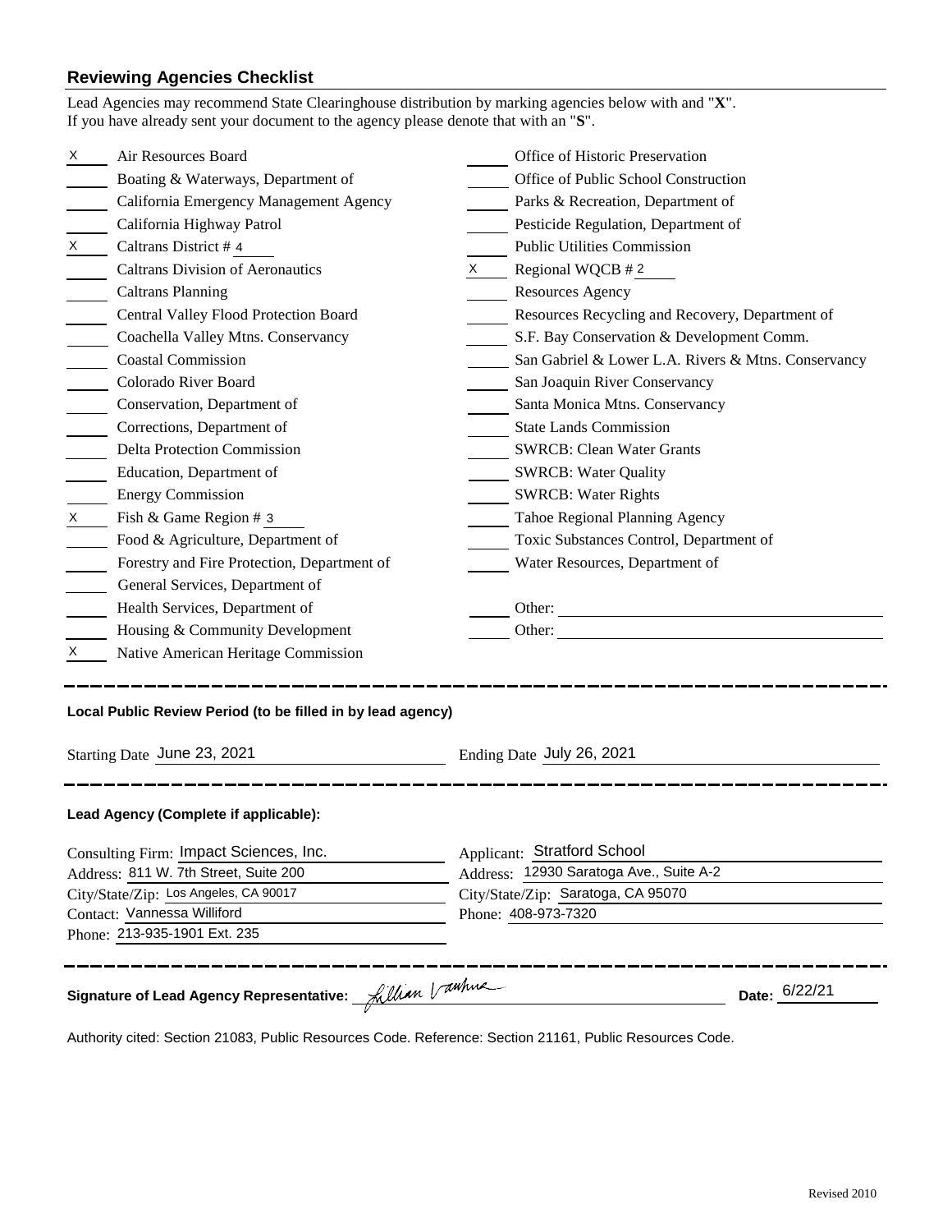## Reviewing Agencies Checklist

Lead Agencies may recommend State Clearinghouse distribution by marking agencies below with and "**X**".
If you have already sent your document to the agency please denote that with an "**S**".

| | | | |
|---|---|---|---|
| X | Air Resources Board | | Office of Historic Preservation |
| | Boating & Waterways, Department of | | Office of Public School Construction |
| | California Emergency Management Agency | | Parks & Recreation, Department of |
| | California Highway Patrol | | Pesticide Regulation, Department of |
| X | Caltrans District # 4 | | Public Utilities Commission |
| | Caltrans Division of Aeronautics | X | Regional WQCB # 2 |
| | Caltrans Planning | | Resources Agency |
| | Central Valley Flood Protection Board | | Resources Recycling and Recovery, Department of |
| | Coachella Valley Mtns. Conservancy | | S.F. Bay Conservation & Development Comm. |
| | Coastal Commission | | San Gabriel & Lower L.A. Rivers & Mtns. Conservancy |
| | Colorado River Board | | San Joaquin River Conservancy |
| | Conservation, Department of | | Santa Monica Mtns. Conservancy |
| | Corrections, Department of | | State Lands Commission |
| | Delta Protection Commission | | SWRCB: Clean Water Grants |
| | Education, Department of | | SWRCB: Water Quality |
| | Energy Commission | | SWRCB: Water Rights |
| X | Fish & Game Region # 3 | | Tahoe Regional Planning Agency |
| | Food & Agriculture, Department of | | Toxic Substances Control, Department of |
| | Forestry and Fire Protection, Department of | | Water Resources, Department of |
| | General Services, Department of | | |
| | Health Services, Department of | | Other: |
| | Housing & Community Development | | Other: |
| X | Native American Heritage Commission | | |

---

**Local Public Review Period (to be filled in by lead agency)**

Starting Date June 23, 2021

Ending Date July 26, 2021

---

**Lead Agency (Complete if applicable):**

Consulting Firm: Impact Sciences, Inc.
Address: 811 W. 7th Street, Suite 200
City/State/Zip: Los Angeles, CA 90017
Contact: Vannessa Williford
Phone: 213-935-1901 Ext. 235

Applicant: Stratford School
Address: 12930 Saratoga Ave., Suite A-2
City/State/Zip: Saratoga, CA 95070
Phone: 408-973-7320

---

**Signature of Lead Agency Representative:** Lillian Vanhua **Date:** 6/22/21

Authority cited: Section 21083, Public Resources Code. Reference: Section 21161, Public Resources Code.

Revised 2010